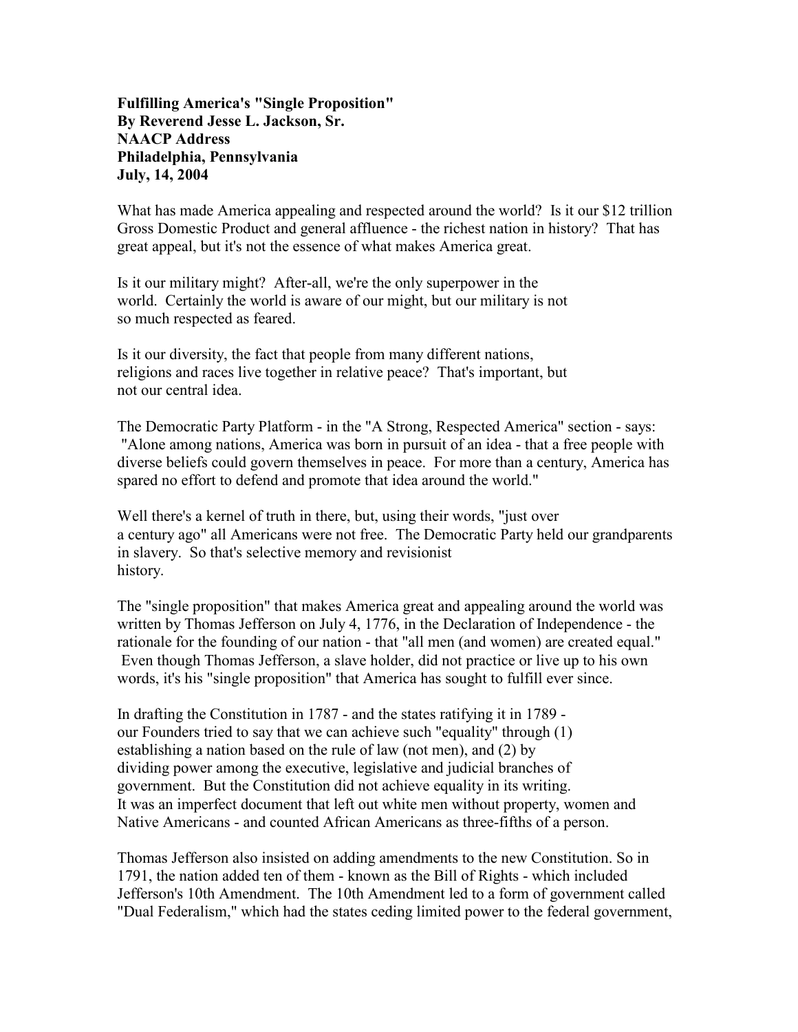**Fulfilling America's "Single Proposition"**
**By Reverend Jesse L. Jackson, Sr.**
**NAACP Address**
**Philadelphia, Pennsylvania**
**July, 14, 2004**

What has made America appealing and respected around the world? Is it our $12 trillion Gross Domestic Product and general affluence - the richest nation in history? That has great appeal, but it's not the essence of what makes America great.

Is it our military might? After-all, we're the only superpower in the world. Certainly the world is aware of our might, but our military is not so much respected as feared.

Is it our diversity, the fact that people from many different nations, religions and races live together in relative peace? That's important, but not our central idea.

The Democratic Party Platform - in the "A Strong, Respected America" section - says: "Alone among nations, America was born in pursuit of an idea - that a free people with diverse beliefs could govern themselves in peace. For more than a century, America has spared no effort to defend and promote that idea around the world."

Well there's a kernel of truth in there, but, using their words, "just over a century ago" all Americans were not free. The Democratic Party held our grandparents in slavery. So that's selective memory and revisionist history.

The "single proposition" that makes America great and appealing around the world was written by Thomas Jefferson on July 4, 1776, in the Declaration of Independence - the rationale for the founding of our nation - that "all men (and women) are created equal." Even though Thomas Jefferson, a slave holder, did not practice or live up to his own words, it's his "single proposition" that America has sought to fulfill ever since.

In drafting the Constitution in 1787 - and the states ratifying it in 1789 - our Founders tried to say that we can achieve such "equality" through (1) establishing a nation based on the rule of law (not men), and (2) by dividing power among the executive, legislative and judicial branches of government. But the Constitution did not achieve equality in its writing. It was an imperfect document that left out white men without property, women and Native Americans - and counted African Americans as three-fifths of a person.

Thomas Jefferson also insisted on adding amendments to the new Constitution. So in 1791, the nation added ten of them - known as the Bill of Rights - which included Jefferson's 10th Amendment. The 10th Amendment led to a form of government called "Dual Federalism," which had the states ceding limited power to the federal government,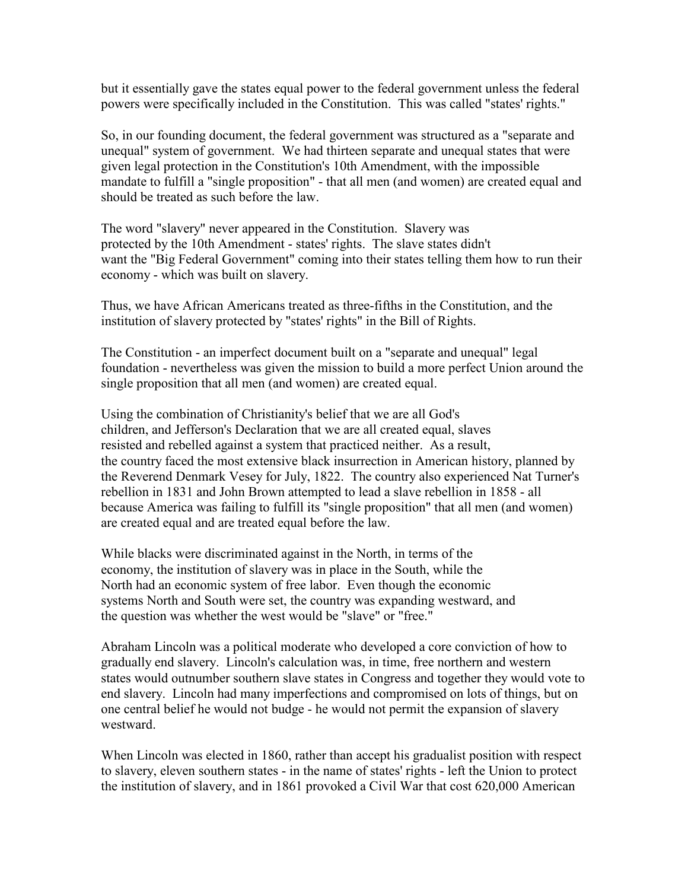but it essentially gave the states equal power to the federal government unless the federal powers were specifically included in the Constitution. This was called "states' rights."

So, in our founding document, the federal government was structured as a "separate and unequal" system of government. We had thirteen separate and unequal states that were given legal protection in the Constitution's 10th Amendment, with the impossible mandate to fulfill a "single proposition" - that all men (and women) are created equal and should be treated as such before the law.

The word "slavery" never appeared in the Constitution. Slavery was protected by the 10th Amendment - states' rights. The slave states didn't want the "Big Federal Government" coming into their states telling them how to run their economy - which was built on slavery.

Thus, we have African Americans treated as three-fifths in the Constitution, and the institution of slavery protected by "states' rights" in the Bill of Rights.

The Constitution - an imperfect document built on a "separate and unequal" legal foundation - nevertheless was given the mission to build a more perfect Union around the single proposition that all men (and women) are created equal.

Using the combination of Christianity's belief that we are all God's children, and Jefferson's Declaration that we are all created equal, slaves resisted and rebelled against a system that practiced neither. As a result, the country faced the most extensive black insurrection in American history, planned by the Reverend Denmark Vesey for July, 1822. The country also experienced Nat Turner's rebellion in 1831 and John Brown attempted to lead a slave rebellion in 1858 - all because America was failing to fulfill its "single proposition" that all men (and women) are created equal and are treated equal before the law.

While blacks were discriminated against in the North, in terms of the economy, the institution of slavery was in place in the South, while the North had an economic system of free labor. Even though the economic systems North and South were set, the country was expanding westward, and the question was whether the west would be "slave" or "free."

Abraham Lincoln was a political moderate who developed a core conviction of how to gradually end slavery. Lincoln's calculation was, in time, free northern and western states would outnumber southern slave states in Congress and together they would vote to end slavery. Lincoln had many imperfections and compromised on lots of things, but on one central belief he would not budge - he would not permit the expansion of slavery westward.

When Lincoln was elected in 1860, rather than accept his gradualist position with respect to slavery, eleven southern states - in the name of states' rights - left the Union to protect the institution of slavery, and in 1861 provoked a Civil War that cost 620,000 American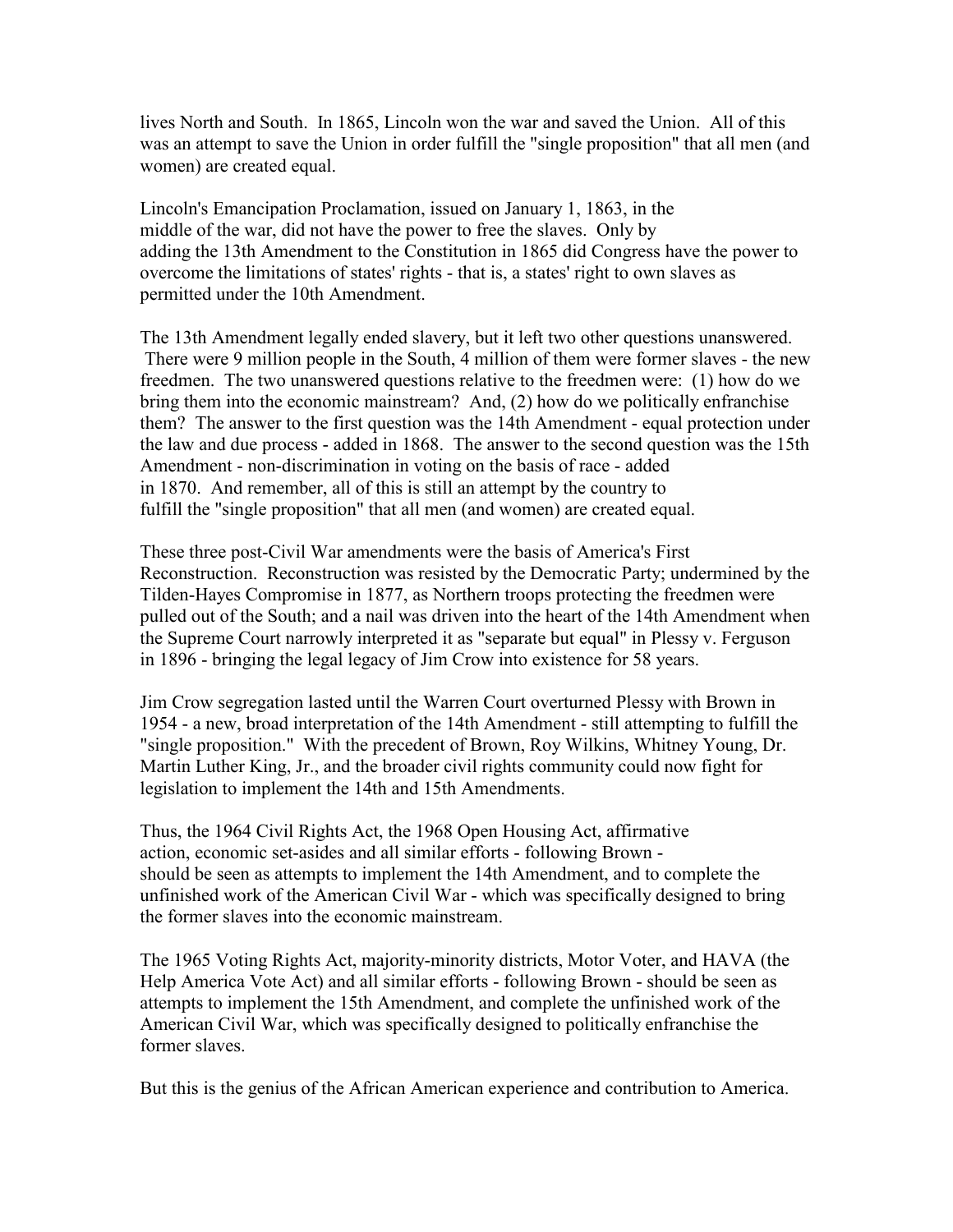lives North and South. In 1865, Lincoln won the war and saved the Union. All of this was an attempt to save the Union in order fulfill the "single proposition" that all men (and women) are created equal.

Lincoln's Emancipation Proclamation, issued on January 1, 1863, in the middle of the war, did not have the power to free the slaves. Only by adding the 13th Amendment to the Constitution in 1865 did Congress have the power to overcome the limitations of states' rights - that is, a states' right to own slaves as permitted under the 10th Amendment.

The 13th Amendment legally ended slavery, but it left two other questions unanswered. There were 9 million people in the South, 4 million of them were former slaves - the new freedmen. The two unanswered questions relative to the freedmen were: (1) how do we bring them into the economic mainstream? And, (2) how do we politically enfranchise them? The answer to the first question was the 14th Amendment - equal protection under the law and due process - added in 1868. The answer to the second question was the 15th Amendment - non-discrimination in voting on the basis of race - added in 1870. And remember, all of this is still an attempt by the country to fulfill the "single proposition" that all men (and women) are created equal.

These three post-Civil War amendments were the basis of America's First Reconstruction. Reconstruction was resisted by the Democratic Party; undermined by the Tilden-Hayes Compromise in 1877, as Northern troops protecting the freedmen were pulled out of the South; and a nail was driven into the heart of the 14th Amendment when the Supreme Court narrowly interpreted it as "separate but equal" in Plessy v. Ferguson in 1896 - bringing the legal legacy of Jim Crow into existence for 58 years.

Jim Crow segregation lasted until the Warren Court overturned Plessy with Brown in 1954 - a new, broad interpretation of the 14th Amendment - still attempting to fulfill the "single proposition." With the precedent of Brown, Roy Wilkins, Whitney Young, Dr. Martin Luther King, Jr., and the broader civil rights community could now fight for legislation to implement the 14th and 15th Amendments.

Thus, the 1964 Civil Rights Act, the 1968 Open Housing Act, affirmative action, economic set-asides and all similar efforts - following Brown - should be seen as attempts to implement the 14th Amendment, and to complete the unfinished work of the American Civil War - which was specifically designed to bring the former slaves into the economic mainstream.

The 1965 Voting Rights Act, majority-minority districts, Motor Voter, and HAVA (the Help America Vote Act) and all similar efforts - following Brown - should be seen as attempts to implement the 15th Amendment, and complete the unfinished work of the American Civil War, which was specifically designed to politically enfranchise the former slaves.

But this is the genius of the African American experience and contribution to America.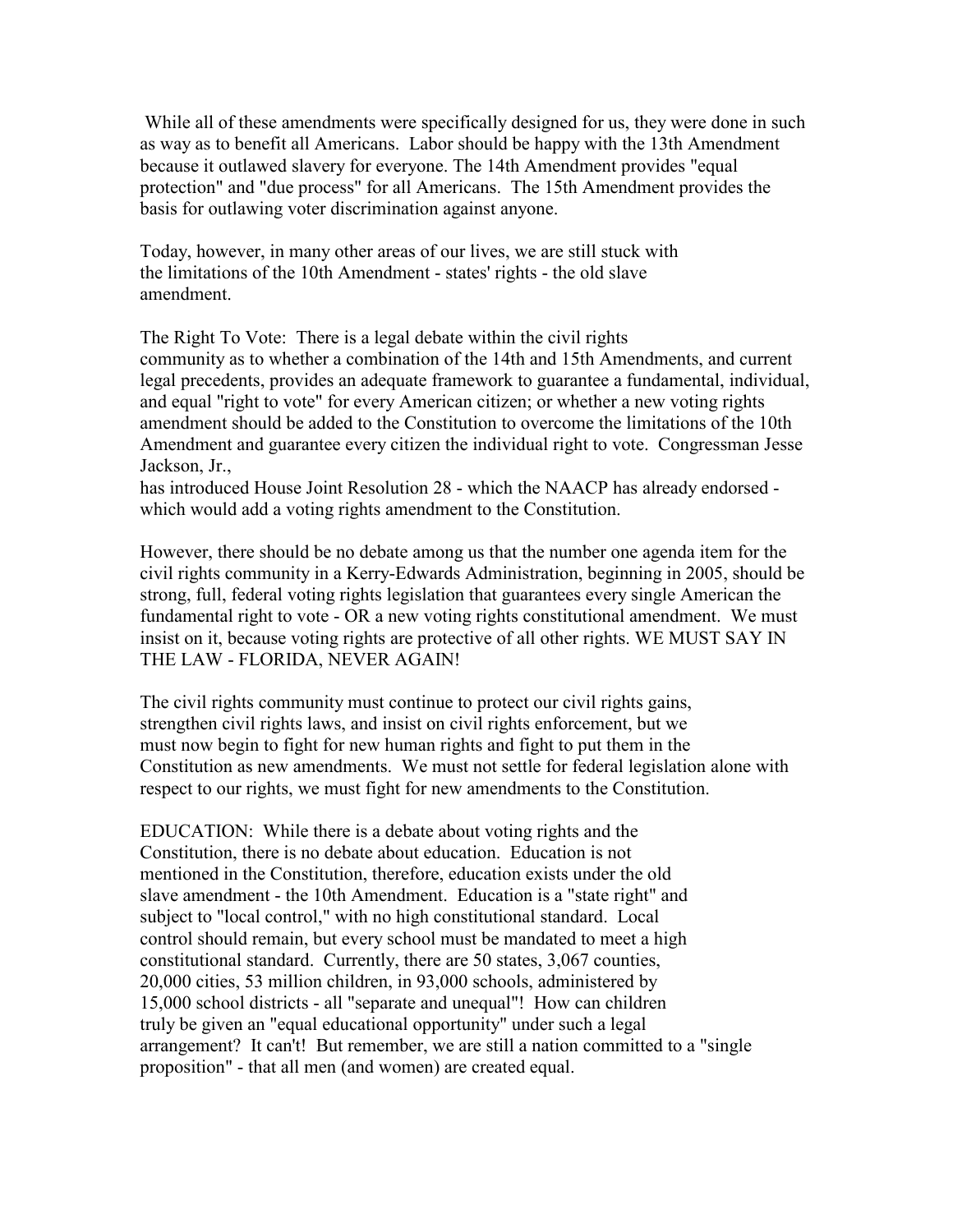While all of these amendments were specifically designed for us, they were done in such as way as to benefit all Americans. Labor should be happy with the 13th Amendment because it outlawed slavery for everyone. The 14th Amendment provides "equal protection" and "due process" for all Americans. The 15th Amendment provides the basis for outlawing voter discrimination against anyone.

Today, however, in many other areas of our lives, we are still stuck with the limitations of the 10th Amendment - states' rights - the old slave amendment.

The Right To Vote: There is a legal debate within the civil rights community as to whether a combination of the 14th and 15th Amendments, and current legal precedents, provides an adequate framework to guarantee a fundamental, individual, and equal "right to vote" for every American citizen; or whether a new voting rights amendment should be added to the Constitution to overcome the limitations of the 10th Amendment and guarantee every citizen the individual right to vote. Congressman Jesse Jackson, Jr., has introduced House Joint Resolution 28 - which the NAACP has already endorsed - which would add a voting rights amendment to the Constitution.

However, there should be no debate among us that the number one agenda item for the civil rights community in a Kerry-Edwards Administration, beginning in 2005, should be strong, full, federal voting rights legislation that guarantees every single American the fundamental right to vote - OR a new voting rights constitutional amendment. We must insist on it, because voting rights are protective of all other rights. WE MUST SAY IN THE LAW - FLORIDA, NEVER AGAIN!

The civil rights community must continue to protect our civil rights gains, strengthen civil rights laws, and insist on civil rights enforcement, but we must now begin to fight for new human rights and fight to put them in the Constitution as new amendments. We must not settle for federal legislation alone with respect to our rights, we must fight for new amendments to the Constitution.

EDUCATION: While there is a debate about voting rights and the Constitution, there is no debate about education. Education is not mentioned in the Constitution, therefore, education exists under the old slave amendment - the 10th Amendment. Education is a "state right" and subject to "local control," with no high constitutional standard. Local control should remain, but every school must be mandated to meet a high constitutional standard. Currently, there are 50 states, 3,067 counties, 20,000 cities, 53 million children, in 93,000 schools, administered by 15,000 school districts - all "separate and unequal"! How can children truly be given an "equal educational opportunity" under such a legal arrangement? It can't! But remember, we are still a nation committed to a "single proposition" - that all men (and women) are created equal.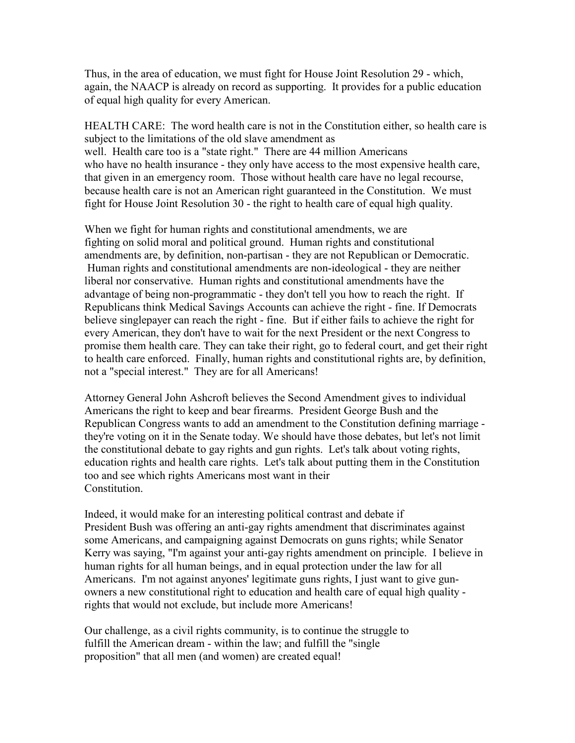Thus, in the area of education, we must fight for House Joint Resolution 29 - which, again, the NAACP is already on record as supporting. It provides for a public education of equal high quality for every American.

HEALTH CARE: The word health care is not in the Constitution either, so health care is subject to the limitations of the old slave amendment as well. Health care too is a "state right." There are 44 million Americans who have no health insurance - they only have access to the most expensive health care, that given in an emergency room. Those without health care have no legal recourse, because health care is not an American right guaranteed in the Constitution. We must fight for House Joint Resolution 30 - the right to health care of equal high quality.

When we fight for human rights and constitutional amendments, we are fighting on solid moral and political ground. Human rights and constitutional amendments are, by definition, non-partisan - they are not Republican or Democratic. Human rights and constitutional amendments are non-ideological - they are neither liberal nor conservative. Human rights and constitutional amendments have the advantage of being non-programmatic - they don't tell you how to reach the right. If Republicans think Medical Savings Accounts can achieve the right - fine. If Democrats believe singlepayer can reach the right - fine. But if either fails to achieve the right for every American, they don't have to wait for the next President or the next Congress to promise them health care. They can take their right, go to federal court, and get their right to health care enforced. Finally, human rights and constitutional rights are, by definition, not a "special interest." They are for all Americans!

Attorney General John Ashcroft believes the Second Amendment gives to individual Americans the right to keep and bear firearms. President George Bush and the Republican Congress wants to add an amendment to the Constitution defining marriage - they're voting on it in the Senate today. We should have those debates, but let's not limit the constitutional debate to gay rights and gun rights. Let's talk about voting rights, education rights and health care rights. Let's talk about putting them in the Constitution too and see which rights Americans most want in their Constitution.

Indeed, it would make for an interesting political contrast and debate if President Bush was offering an anti-gay rights amendment that discriminates against some Americans, and campaigning against Democrats on guns rights; while Senator Kerry was saying, "I'm against your anti-gay rights amendment on principle. I believe in human rights for all human beings, and in equal protection under the law for all Americans. I'm not against anyones' legitimate guns rights, I just want to give gun-owners a new constitutional right to education and health care of equal high quality - rights that would not exclude, but include more Americans!

Our challenge, as a civil rights community, is to continue the struggle to fulfill the American dream - within the law; and fulfill the "single proposition" that all men (and women) are created equal!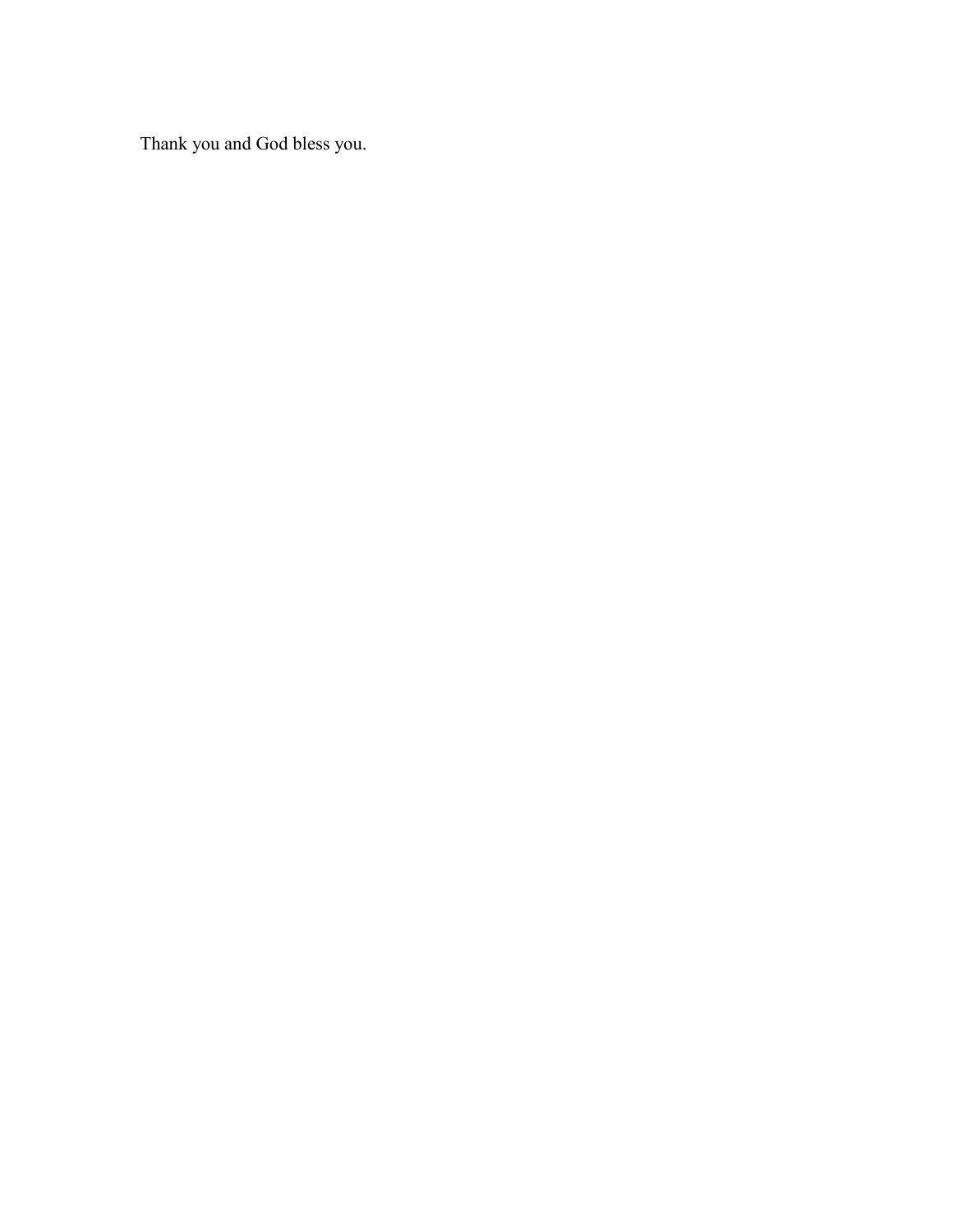Thank you and God bless you.